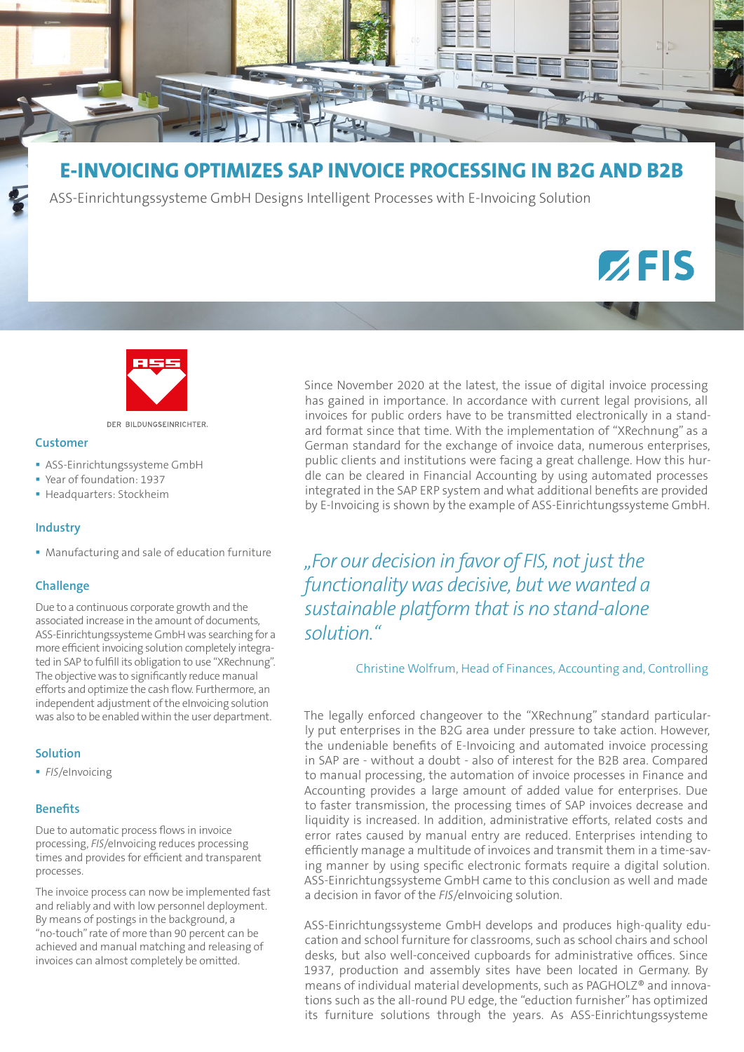# E-INVOICING OPTIMIZES SAP INVOICE PROCESSING IN B2G AND B2B

ASS-Einrichtungssysteme GmbH Designs Intelligent Processes with E-Invoicing Solution

FIS

DER BILDUNGSEINRICHTER.

### Customer

- ASS-Einrichtungssysteme GmbH
- Year of foundation: 1937
- Headquarters: Stockheim

### Industry

- Manufacturing and sale of education furniture

### Challenge

Due to a continuous corporate growth and the associated increase in the amount of documents, ASS-Einrichtungssysteme GmbH was searching for a more efficient invoicing solution completely integrated in SAP to fulfill its obligation to use "XRechnung". The objective was to significantly reduce manual efforts and optimize the cash flow. Furthermore, an independent adjustment of the eInvoicing solution was also to be enabled within the user department.

### Solution

- *FIS*/eInvoicing

### Benefits

Due to automatic process flows in invoice processing, *FIS*/eInvoicing reduces processing times and provides for efficient and transparent processes.

The invoice process can now be implemented fast and reliably and with low personnel deployment. By means of postings in the background, a "no-touch" rate of more than 90 percent can be achieved and manual matching and releasing of invoices can almost completely be omitted.

Since November 2020 at the latest, the issue of digital invoice processing has gained in importance. In accordance with current legal provisions, all invoices for public orders have to be transmitted electronically in a standard format since that time. With the implementation of "XRechnung" as a German standard for the exchange of invoice data, numerous enterprises, public clients and institutions were facing a great challenge. How this hurdle can be cleared in Financial Accounting by using automated processes integrated in the SAP ERP system and what additional benefits are provided by E-Invoicing is shown by the example of ASS-Einrichtungssysteme GmbH.

*„For our decision in favor of FIS, not just the functionality was decisive, but we wanted a sustainable platform that is no stand-alone solution."*

Christine Wolfrum, Head of Finances, Accounting and, Controlling

The legally enforced changeover to the "XRechnung" standard particularly put enterprises in the B2G area under pressure to take action. However, the undeniable benefits of E-Invoicing and automated invoice processing in SAP are - without a doubt - also of interest for the B2B area. Compared to manual processing, the automation of invoice processes in Finance and Accounting provides a large amount of added value for enterprises. Due to faster transmission, the processing times of SAP invoices decrease and liquidity is increased. In addition, administrative efforts, related costs and error rates caused by manual entry are reduced. Enterprises intending to efficiently manage a multitude of invoices and transmit them in a time-saving manner by using specific electronic formats require a digital solution. ASS-Einrichtungssysteme GmbH came to this conclusion as well and made a decision in favor of the *FIS*/eInvoicing solution.

ASS-Einrichtungssysteme GmbH develops and produces high-quality education and school furniture for classrooms, such as school chairs and school desks, but also well-conceived cupboards for administrative offices. Since 1937, production and assembly sites have been located in Germany. By means of individual material developments, such as PAGHOLZ® and innovations such as the all-round PU edge, the "eduction furnisher" has optimized its furniture solutions through the years. As ASS-Einrichtungssysteme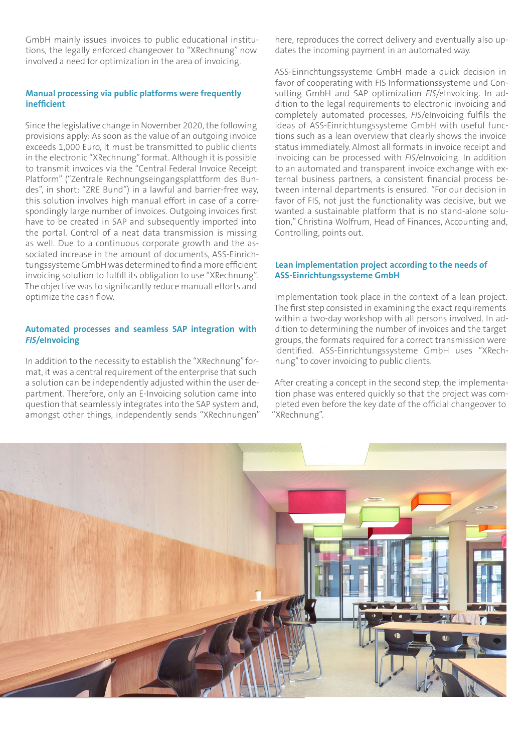GmbH mainly issues invoices to public educational institutions, the legally enforced changeover to "XRechnung" now involved a need for optimization in the area of invoicing.

## Manual processing via public platforms were frequently inefficient

Since the legislative change in November 2020, the following provisions apply: As soon as the value of an outgoing invoice exceeds 1,000 Euro, it must be transmitted to public clients in the electronic "XRechnung" format. Although it is possible to transmit invoices via the "Central Federal Invoice Receipt Platform" ("Zentrale Rechnungseingangsplattform des Bundes", in short: "ZRE Bund") in a lawful and barrier-free way, this solution involves high manual effort in case of a correspondingly large number of invoices. Outgoing invoices first have to be created in SAP and subsequently imported into the portal. Control of a neat data transmission is missing as well. Due to a continuous corporate growth and the associated increase in the amount of documents, ASS-Einrichtungssysteme GmbH was determined to find a more efficient invoicing solution to fulfill its obligation to use "XRechnung". The objective was to significantly reduce manuall efforts and optimize the cash flow.

## Automated processes and seamless SAP integration with *FIS*/eInvoicing

In addition to the necessity to establish the "XRechnung" format, it was a central requirement of the enterprise that such a solution can be independently adjusted within the user department. Therefore, only an E-Invoicing solution came into question that seamlessly integrates into the SAP system and, amongst other things, independently sends "XRechnungen" here, reproduces the correct delivery and eventually also updates the incoming payment in an automated way.

ASS-Einrichtungssysteme GmbH made a quick decision in favor of cooperating with FIS Informationssysteme und Consulting GmbH and SAP optimization *FIS*/eInvoicing. In addition to the legal requirements to electronic invoicing and completely automated processes, *FIS*/eInvoicing fulfils the ideas of ASS-Einrichtungssysteme GmbH with useful functions such as a lean overview that clearly shows the invoice status immediately. Almost all formats in invoice receipt and invoicing can be processed with *FIS*/eInvoicing. In addition to an automated and transparent invoice exchange with external business partners, a consistent financial process between internal departments is ensured. "For our decision in favor of FIS, not just the functionality was decisive, but we wanted a sustainable platform that is no stand-alone solution," Christina Wolfrum, Head of Finances, Accounting and, Controlling, points out.

## Lean implementation project according to the needs of ASS-Einrichtungssysteme GmbH

Implementation took place in the context of a lean project. The first step consisted in examining the exact requirements within a two-day workshop with all persons involved. In addition to determining the number of invoices and the target groups, the formats required for a correct transmission were identified. ASS-Einrichtungssysteme GmbH uses "XRechnung" to cover invoicing to public clients.

After creating a concept in the second step, the implementation phase was entered quickly so that the project was completed even before the key date of the official changeover to "XRechnung".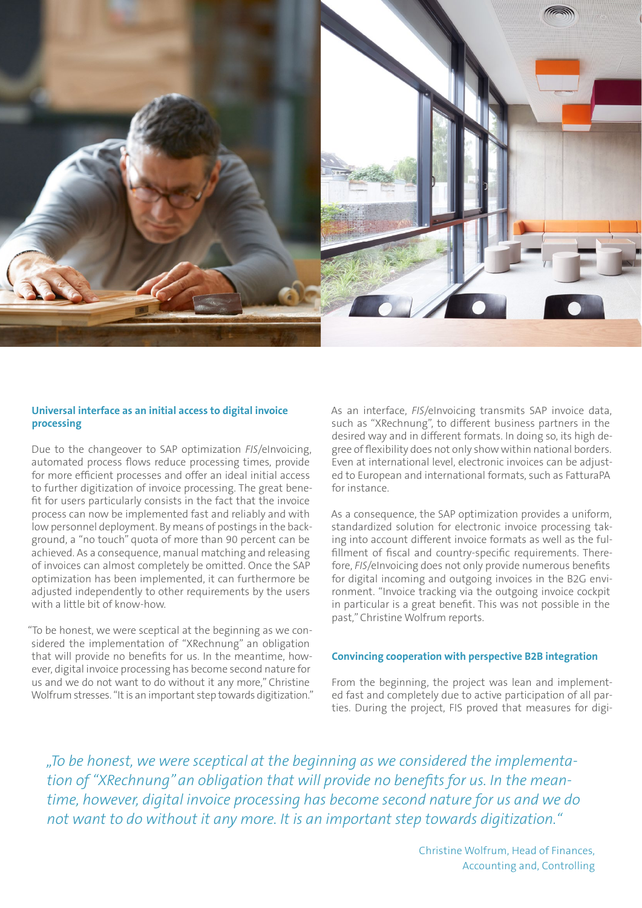### Universal interface as an initial access to digital invoice processing

Due to the changeover to SAP optimization *FIS*/eInvoicing, automated process flows reduce processing times, provide for more efficient processes and offer an ideal initial access to further digitization of invoice processing. The great benefit for users particularly consists in the fact that the invoice process can now be implemented fast and reliably and with low personnel deployment. By means of postings in the background, a "no touch" quota of more than 90 percent can be achieved. As a consequence, manual matching and releasing of invoices can almost completely be omitted. Once the SAP optimization has been implemented, it can furthermore be adjusted independently to other requirements by the users with a little bit of know-how.

"To be honest, we were sceptical at the beginning as we considered the implementation of "XRechnung" an obligation that will provide no benefits for us. In the meantime, however, digital invoice processing has become second nature for us and we do not want to do without it any more," Christine Wolfrum stresses. "It is an important step towards digitization."

As an interface, *FIS*/eInvoicing transmits SAP invoice data, such as "XRechnung", to different business partners in the desired way and in different formats. In doing so, its high degree of flexibility does not only show within national borders. Even at international level, electronic invoices can be adjusted to European and international formats, such as FatturaPA for instance.

As a consequence, the SAP optimization provides a uniform, standardized solution for electronic invoice processing taking into account different invoice formats as well as the fulfillment of fiscal and country-specific requirements. Therefore, *FIS*/eInvoicing does not only provide numerous benefits for digital incoming and outgoing invoices in the B2G environment. "Invoice tracking via the outgoing invoice cockpit in particular is a great benefit. This was not possible in the past," Christine Wolfrum reports.

### Convincing cooperation with perspective B2B integration

From the beginning, the project was lean and implemented fast and completely due to active participation of all parties. During the project, FIS proved that measures for digi-

*„To be honest, we were sceptical at the beginning as we considered the implementation of "XRechnung" an obligation that will provide no benefits for us. In the meantime, however, digital invoice processing has become second nature for us and we do not want to do without it any more. It is an important step towards digitization."*

Christine Wolfrum, Head of Finances, Accounting and, Controlling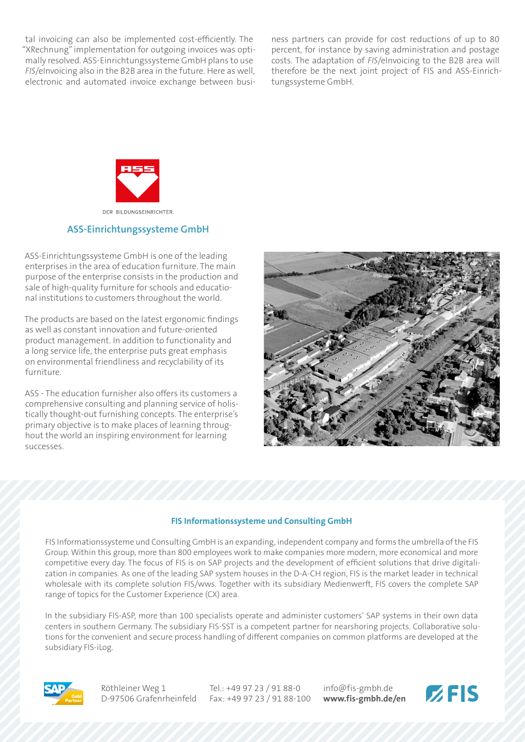tal invoicing can also be implemented cost-efficiently. The "XRechnung" implementation for outgoing invoices was optimally resolved. ASS-Einrichtungssysteme GmbH plans to use *FIS*/eInvoicing also in the B2B area in the future. Here as well, electronic and automated invoice exchange between business partners can provide for cost reductions of up to 80 percent, for instance by saving administration and postage costs. The adaptation of *FIS*/eInvoicing to the B2B area will therefore be the next joint project of FIS and ASS-Einrichtungssysteme GmbH.

DER BILDUNGSEINRICHTER.

## ASS-Einrichtungssysteme GmbH

ASS-Einrichtungssysteme GmbH is one of the leading enterprises in the area of education furniture. The main purpose of the enterprise consists in the production and sale of high-quality furniture for schools and educational institutions to customers throughout the world.

The products are based on the latest ergonomic findings as well as constant innovation and future-oriented product management. In addition to functionality and a long service life, the enterprise puts great emphasis on environmental friendliness and recyclability of its furniture.

ASS - The education furnisher also offers its customers a comprehensive consulting and planning service of holistically thought-out furnishing concepts. The enterprise's primary objective is to make places of learning throughout the world an inspiring environment for learning successes.

## FIS Informationssysteme und Consulting GmbH

FIS Informationssysteme und Consulting GmbH is an expanding, independent company and forms the umbrella of the FIS Group. Within this group, more than 800 employees work to make companies more modern, more economical and more competitive every day. The focus of FIS is on SAP projects and the development of efficient solutions that drive digitalization in companies. As one of the leading SAP system houses in the D-A-CH region, FIS is the market leader in technical wholesale with its complete solution FIS/wws. Together with its subsidiary Medienwerft, FIS covers the complete SAP range of topics for the Customer Experience (CX) area.

In the subsidiary FIS-ASP, more than 100 specialists operate and administer customers' SAP systems in their own data centers in southern Germany. The subsidiary FIS-SST is a competent partner for nearshoring projects. Collaborative solutions for the convenient and secure process handling of different companies on common platforms are developed at the subsidiary FIS-iLog.

Röthleiner Weg 1
D-97506 Grafenrheinfeld

Tel.: +49 97 23 / 91 88-0
Fax: +49 97 23 / 91 88-100

info@fis-gmbh.de
**www.fis-gmbh.de/en**